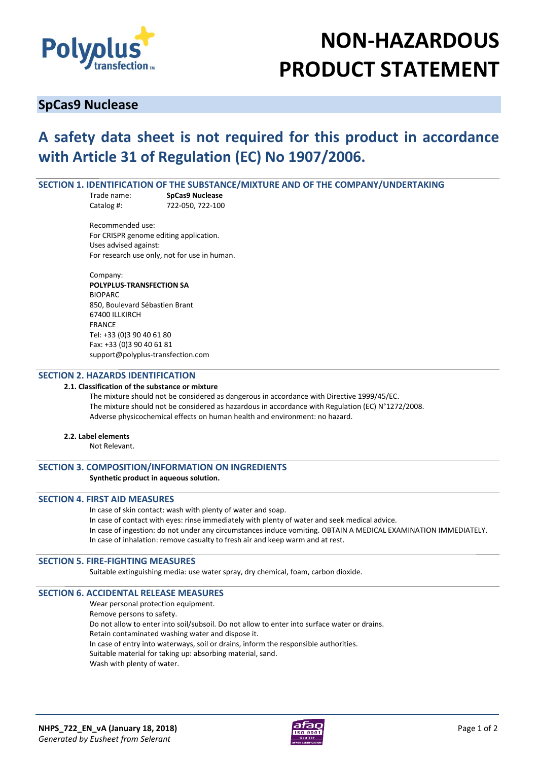# NON-HAZARDOUS PRODUCT STATEMENT

## SpCas9 Nuclease

## A safety data sheet is not required for this product in accordance with Article 31 of Regulation (EC) No 1907/2006.

### SECTION 1. IDENTIFICATION OF THE SUBSTANCE/MIXTURE AND OF THE COMPANY/UNDERTAKING

Trade name: **SpCas9 Nuclease**
Catalog #: 722-050, 722-100

Recommended use:
For CRISPR genome editing application.
Uses advised against:
For research use only, not for use in human.

Company:
**POLYPLUS-TRANSFECTION SA**
BIOPARC
850, Boulevard Sébastien Brant
67400 ILLKIRCH
FRANCE
Tel: +33 (0)3 90 40 61 80
Fax: +33 (0)3 90 40 61 81
support@polyplus-transfection.com

### SECTION 2. HAZARDS IDENTIFICATION

**2.1. Classification of the substance or mixture**

The mixture should not be considered as dangerous in accordance with Directive 1999/45/EC.
The mixture should not be considered as hazardous in accordance with Regulation (EC) N°1272/2008.
Adverse physicochemical effects on human health and environment: no hazard.

**2.2. Label elements**

Not Relevant.

### SECTION 3. COMPOSITION/INFORMATION ON INGREDIENTS

**Synthetic product in aqueous solution.**

### SECTION 4. FIRST AID MEASURES

In case of skin contact: wash with plenty of water and soap.
In case of contact with eyes: rinse immediately with plenty of water and seek medical advice.
In case of ingestion: do not under any circumstances induce vomiting. OBTAIN A MEDICAL EXAMINATION IMMEDIATELY.
In case of inhalation: remove casualty to fresh air and keep warm and at rest.

### SECTION 5. FIRE-FIGHTING MEASURES

Suitable extinguishing media: use water spray, dry chemical, foam, carbon dioxide.

### SECTION 6. ACCIDENTAL RELEASE MEASURES

Wear personal protection equipment.
Remove persons to safety.
Do not allow to enter into soil/subsoil. Do not allow to enter into surface water or drains.
Retain contaminated washing water and dispose it.
In case of entry into waterways, soil or drains, inform the responsible authorities.
Suitable material for taking up: absorbing material, sand.
Wash with plenty of water.

**NHPS_722_EN_vA (January 18, 2018)**
*Generated by Eusheet from Selerant*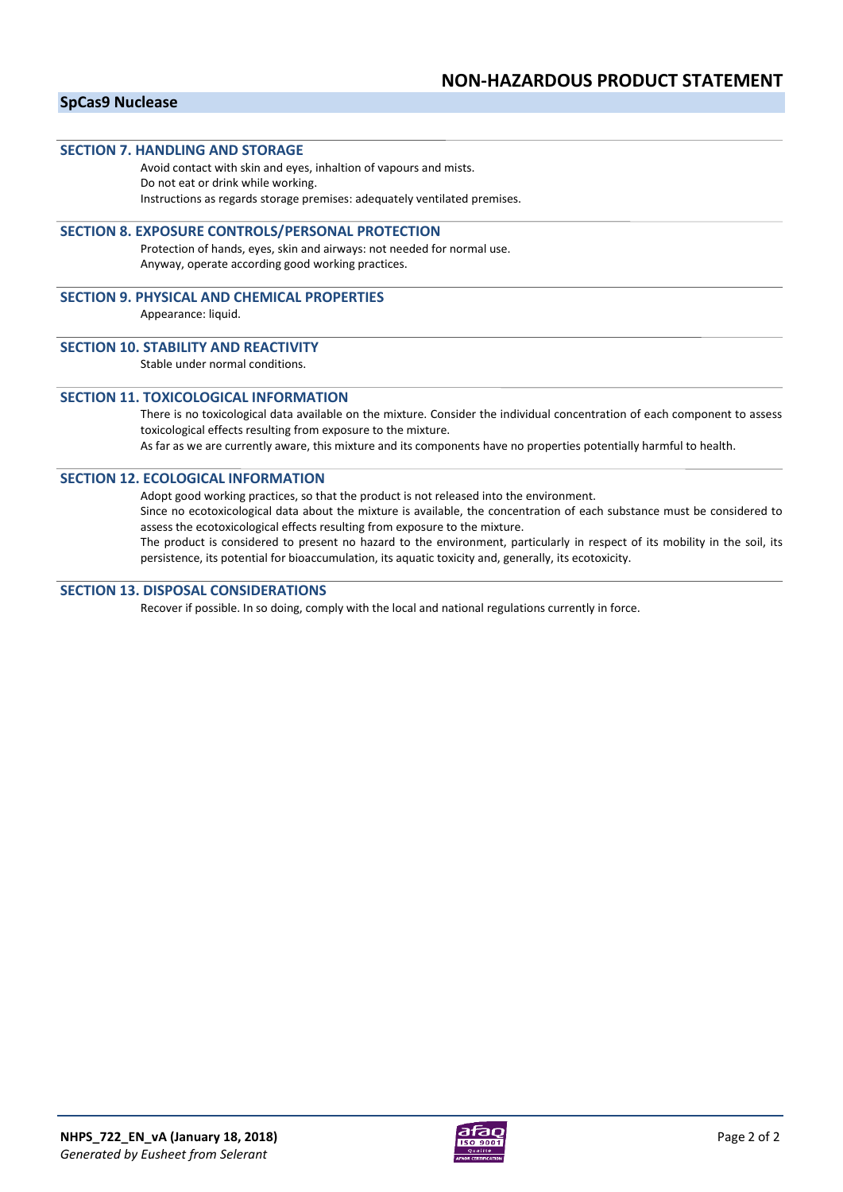## SECTION 7. HANDLING AND STORAGE

Avoid contact with skin and eyes, inhaltion of vapours and mists.
Do not eat or drink while working.
Instructions as regards storage premises: adequately ventilated premises.

## SECTION 8. EXPOSURE CONTROLS/PERSONAL PROTECTION

Protection of hands, eyes, skin and airways: not needed for normal use.
Anyway, operate according good working practices.

## SECTION 9. PHYSICAL AND CHEMICAL PROPERTIES

Appearance: liquid.

## SECTION 10. STABILITY AND REACTIVITY

Stable under normal conditions.

## SECTION 11. TOXICOLOGICAL INFORMATION

There is no toxicological data available on the mixture. Consider the individual concentration of each component to assess toxicological effects resulting from exposure to the mixture.
As far as we are currently aware, this mixture and its components have no properties potentially harmful to health.

## SECTION 12. ECOLOGICAL INFORMATION

Adopt good working practices, so that the product is not released into the environment.
Since no ecotoxicological data about the mixture is available, the concentration of each substance must be considered to assess the ecotoxicological effects resulting from exposure to the mixture.
The product is considered to present no hazard to the environment, particularly in respect of its mobility in the soil, its persistence, its potential for bioaccumulation, its aquatic toxicity and, generally, its ecotoxicity.

## SECTION 13. DISPOSAL CONSIDERATIONS

Recover if possible. In so doing, comply with the local and national regulations currently in force.